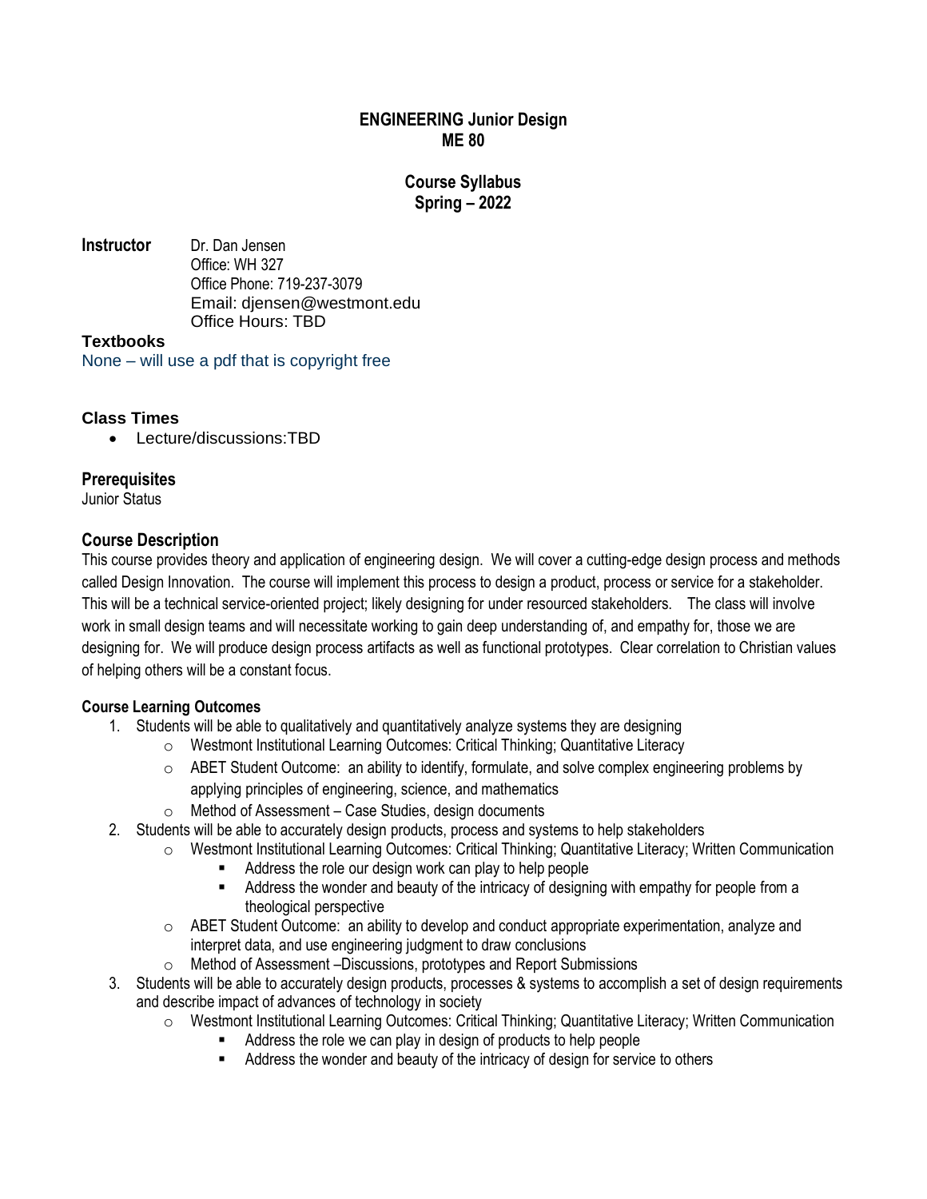# ENGINEERING Junior Design
# ME 80

## Course Syllabus
## Spring – 2022

**Instructor** Dr. Dan Jensen
Office: WH 327
Office Phone: 719-237-3079
Email: djensen@westmont.edu
Office Hours: TBD

**Textbooks**

None – will use a pdf that is copyright free

### Class Times

- Lecture/discussions:TBD

### Prerequisites

Junior Status

### Course Description

This course provides theory and application of engineering design. We will cover a cutting-edge design process and methods called Design Innovation. The course will implement this process to design a product, process or service for a stakeholder. This will be a technical service-oriented project; likely designing for under resourced stakeholders. The class will involve work in small design teams and will necessitate working to gain deep understanding of, and empathy for, those we are designing for. We will produce design process artifacts as well as functional prototypes. Clear correlation to Christian values of helping others will be a constant focus.

#### Course Learning Outcomes

1. Students will be able to qualitatively and quantitatively analyze systems they are designing
   - Westmont Institutional Learning Outcomes: Critical Thinking; Quantitative Literacy
   - ABET Student Outcome: an ability to identify, formulate, and solve complex engineering problems by applying principles of engineering, science, and mathematics
   - Method of Assessment – Case Studies, design documents
2. Students will be able to accurately design products, process and systems to help stakeholders
   - Westmont Institutional Learning Outcomes: Critical Thinking; Quantitative Literacy; Written Communication
     - Address the role our design work can play to help people
     - Address the wonder and beauty of the intricacy of designing with empathy for people from a theological perspective
   - ABET Student Outcome: an ability to develop and conduct appropriate experimentation, analyze and interpret data, and use engineering judgment to draw conclusions
   - Method of Assessment –Discussions, prototypes and Report Submissions
3. Students will be able to accurately design products, processes & systems to accomplish a set of design requirements and describe impact of advances of technology in society
   - Westmont Institutional Learning Outcomes: Critical Thinking; Quantitative Literacy; Written Communication
     - Address the role we can play in design of products to help people
     - Address the wonder and beauty of the intricacy of design for service to others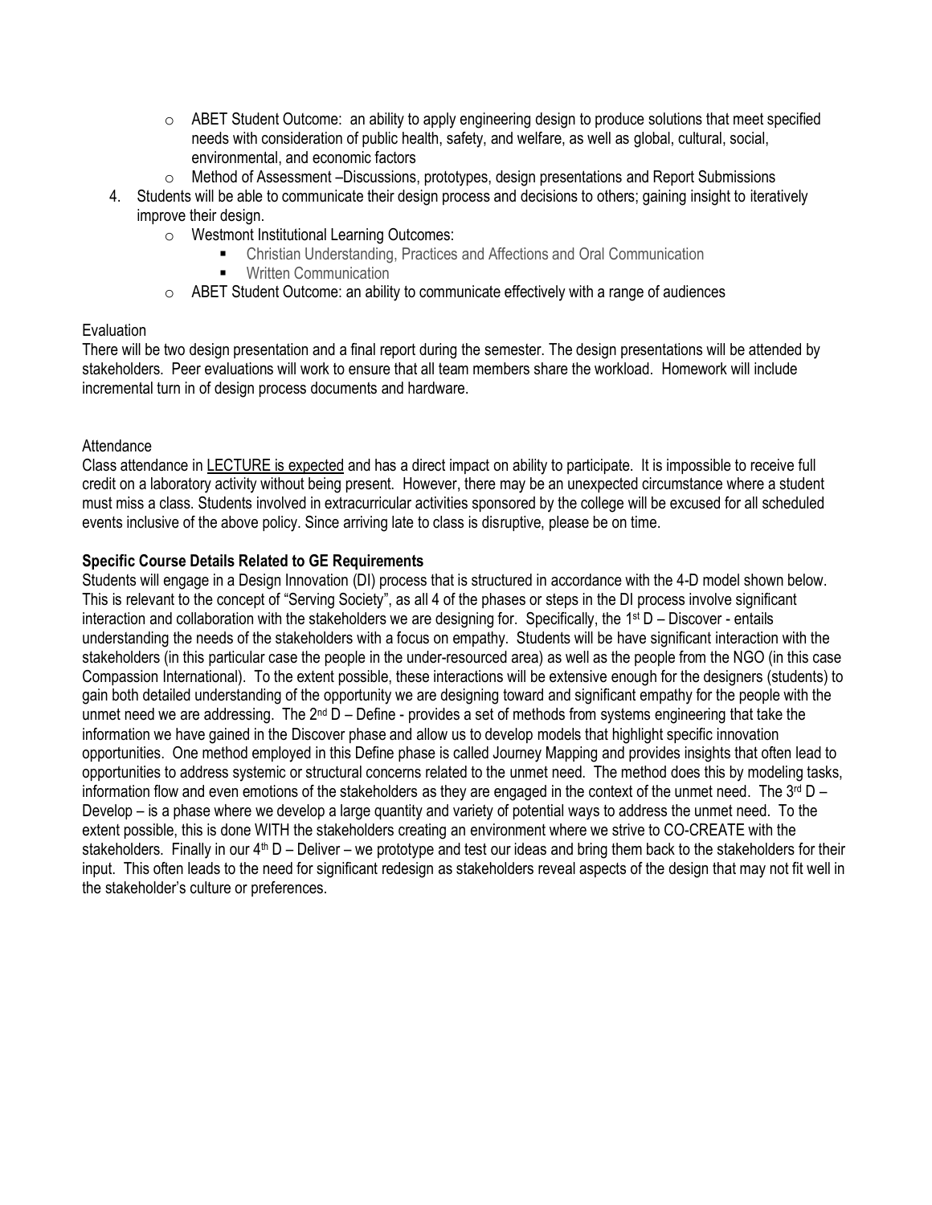- ABET Student Outcome: an ability to apply engineering design to produce solutions that meet specified needs with consideration of public health, safety, and welfare, as well as global, cultural, social, environmental, and economic factors
- Method of Assessment –Discussions, prototypes, design presentations and Report Submissions

4. Students will be able to communicate their design process and decisions to others; gaining insight to iteratively improve their design.
   - Westmont Institutional Learning Outcomes:
     - Christian Understanding, Practices and Affections and Oral Communication
     - Written Communication
   - ABET Student Outcome: an ability to communicate effectively with a range of audiences

Evaluation

There will be two design presentation and a final report during the semester. The design presentations will be attended by stakeholders. Peer evaluations will work to ensure that all team members share the workload. Homework will include incremental turn in of design process documents and hardware.

Attendance

Class attendance in LECTURE is expected and has a direct impact on ability to participate. It is impossible to receive full credit on a laboratory activity without being present. However, there may be an unexpected circumstance where a student must miss a class. Students involved in extracurricular activities sponsored by the college will be excused for all scheduled events inclusive of the above policy. Since arriving late to class is disruptive, please be on time.

**Specific Course Details Related to GE Requirements**

Students will engage in a Design Innovation (DI) process that is structured in accordance with the 4-D model shown below. This is relevant to the concept of "Serving Society", as all 4 of the phases or steps in the DI process involve significant interaction and collaboration with the stakeholders we are designing for. Specifically, the 1st D – Discover - entails understanding the needs of the stakeholders with a focus on empathy. Students will be have significant interaction with the stakeholders (in this particular case the people in the under-resourced area) as well as the people from the NGO (in this case Compassion International). To the extent possible, these interactions will be extensive enough for the designers (students) to gain both detailed understanding of the opportunity we are designing toward and significant empathy for the people with the unmet need we are addressing. The 2nd D – Define - provides a set of methods from systems engineering that take the information we have gained in the Discover phase and allow us to develop models that highlight specific innovation opportunities. One method employed in this Define phase is called Journey Mapping and provides insights that often lead to opportunities to address systemic or structural concerns related to the unmet need. The method does this by modeling tasks, information flow and even emotions of the stakeholders as they are engaged in the context of the unmet need. The 3rd D – Develop – is a phase where we develop a large quantity and variety of potential ways to address the unmet need. To the extent possible, this is done WITH the stakeholders creating an environment where we strive to CO-CREATE with the stakeholders. Finally in our 4th D – Deliver – we prototype and test our ideas and bring them back to the stakeholders for their input. This often leads to the need for significant redesign as stakeholders reveal aspects of the design that may not fit well in the stakeholder's culture or preferences.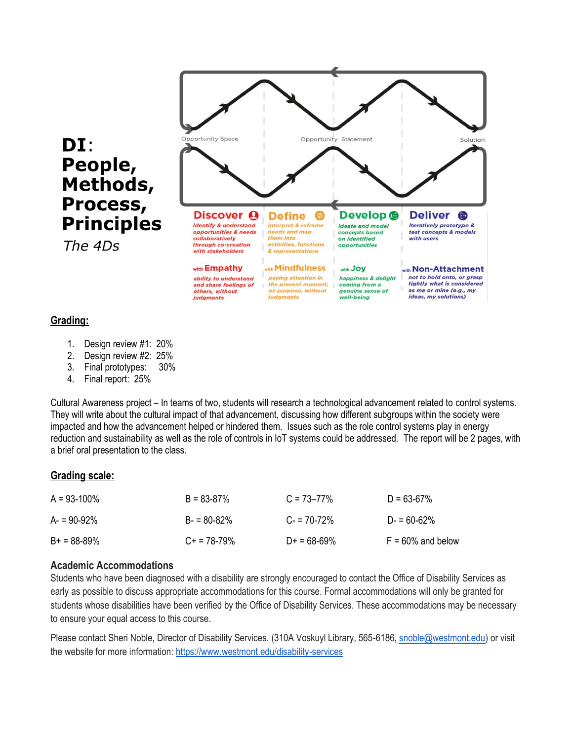**DI: People, Methods, Process, Principles**

*The 4Ds*

Opportunity Space — Opportunity Statement — Solution

**Discover** — *Identify & understand opportunities & needs collaboratively through co-creation with stakeholders*

**Define** — *Interpret & reframe needs and map them into activities, functions & representations*

**Develop** — *Ideate and model concepts based on identified opportunities*

**Deliver** — *Iteratively prototype & test concepts & models with users*

with **Empathy** — *ability to understand and share feelings of others, without judgments*

with **Mindfulness** — *paying attention in the present moment, on purpose, without judgments*

with **Joy** — *happiness & delight coming from a genuine sense of well-being*

with **Non-Attachment** — *not to hold onto, or grasp tightly what is considered as me or mine (e.g., my ideas, my solutions)*

## Grading:

1. Design review #1: 20%
2. Design review #2: 25%
3. Final prototypes: 30%
4. Final report: 25%

Cultural Awareness project – In teams of two, students will research a technological advancement related to control systems. They will write about the cultural impact of that advancement, discussing how different subgroups within the society were impacted and how the advancement helped or hindered them. Issues such as the role control systems play in energy reduction and sustainability as well as the role of controls in IoT systems could be addressed. The report will be 2 pages, with a brief oral presentation to the class.

## Grading scale:

| | | | |
|---|---|---|---|
| A = 93-100% | B = 83-87% | C = 73–77% | D = 63-67% |
| A- = 90-92% | B- = 80-82% | C- = 70-72% | D- = 60-62% |
| B+ = 88-89% | C+ = 78-79% | D+ = 68-69% | F = 60% and below |

### Academic Accommodations

Students who have been diagnosed with a disability are strongly encouraged to contact the Office of Disability Services as early as possible to discuss appropriate accommodations for this course. Formal accommodations will only be granted for students whose disabilities have been verified by the Office of Disability Services. These accommodations may be necessary to ensure your equal access to this course.

Please contact Sheri Noble, Director of Disability Services. (310A Voskuyl Library, 565-6186, snoble@westmont.edu) or visit the website for more information: https://www.westmont.edu/disability-services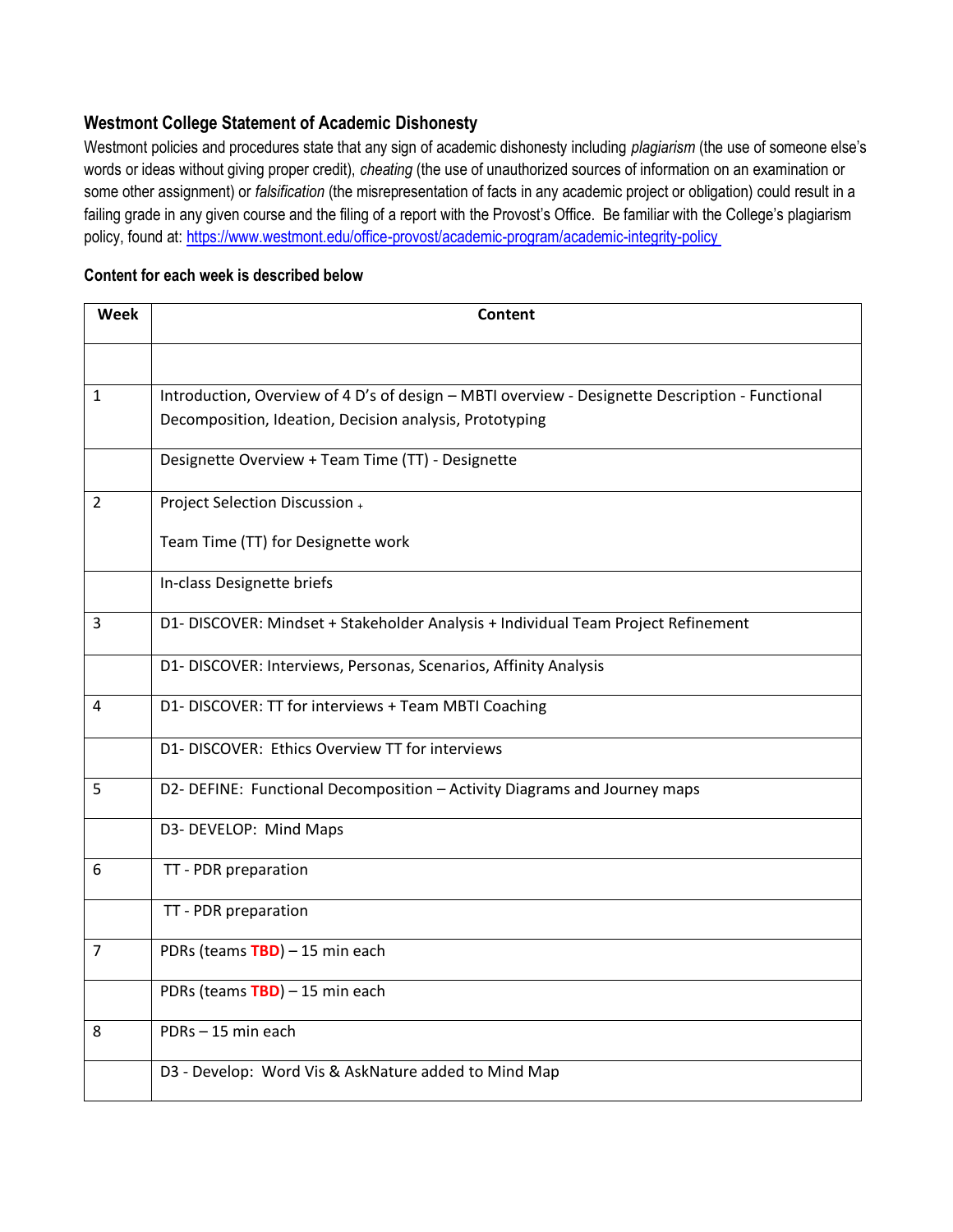### Westmont College Statement of Academic Dishonesty

Westmont policies and procedures state that any sign of academic dishonesty including *plagiarism* (the use of someone else's words or ideas without giving proper credit), *cheating* (the use of unauthorized sources of information on an examination or some other assignment) or *falsification* (the misrepresentation of facts in any academic project or obligation) could result in a failing grade in any given course and the filing of a report with the Provost's Office. Be familiar with the College's plagiarism policy, found at: [https://www.westmont.edu/office-provost/academic-program/academic-integrity-policy](https://www.westmont.edu/office-provost/academic-program/academic-integrity-policy)

**Content for each week is described below**

| Week | Content |
|---|---|
| | |
| 1 | Introduction, Overview of 4 D's of design – MBTI overview - Designette Description - Functional Decomposition, Ideation, Decision analysis, Prototyping |
| | Designette Overview + Team Time (TT) - Designette |
| 2 | Project Selection Discussion + <br><br> Team Time (TT) for Designette work |
| | In-class Designette briefs |
| 3 | D1- DISCOVER: Mindset + Stakeholder Analysis + Individual Team Project Refinement |
| | D1- DISCOVER: Interviews, Personas, Scenarios, Affinity Analysis |
| 4 | D1- DISCOVER: TT for interviews + Team MBTI Coaching |
| | D1- DISCOVER: Ethics Overview TT for interviews |
| 5 | D2- DEFINE: Functional Decomposition – Activity Diagrams and Journey maps |
| | D3- DEVELOP: Mind Maps |
| 6 | TT - PDR preparation |
| | TT - PDR preparation |
| 7 | PDRs (teams **TBD**) – 15 min each |
| | PDRs (teams **TBD**) – 15 min each |
| 8 | PDRs – 15 min each |
| | D3 - Develop: Word Vis & AskNature added to Mind Map |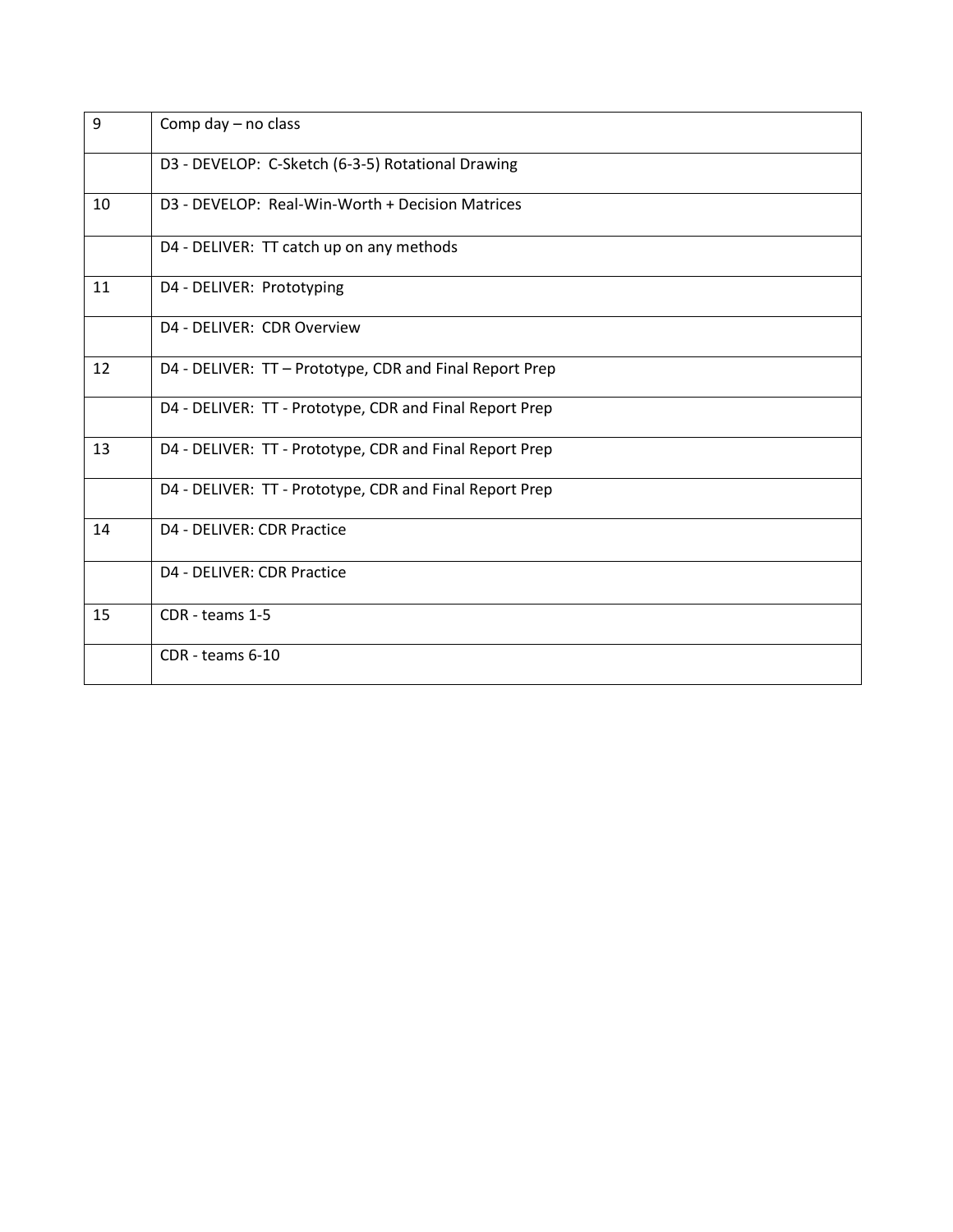| | |
|---|---|
| 9 | Comp day – no class |
| | D3 - DEVELOP: C-Sketch (6-3-5) Rotational Drawing |
| 10 | D3 - DEVELOP: Real-Win-Worth + Decision Matrices |
| | D4 - DELIVER: TT catch up on any methods |
| 11 | D4 - DELIVER: Prototyping |
| | D4 - DELIVER: CDR Overview |
| 12 | D4 - DELIVER: TT – Prototype, CDR and Final Report Prep |
| | D4 - DELIVER: TT - Prototype, CDR and Final Report Prep |
| 13 | D4 - DELIVER: TT - Prototype, CDR and Final Report Prep |
| | D4 - DELIVER: TT - Prototype, CDR and Final Report Prep |
| 14 | D4 - DELIVER: CDR Practice |
| | D4 - DELIVER: CDR Practice |
| 15 | CDR - teams 1-5 |
| | CDR - teams 6-10 |